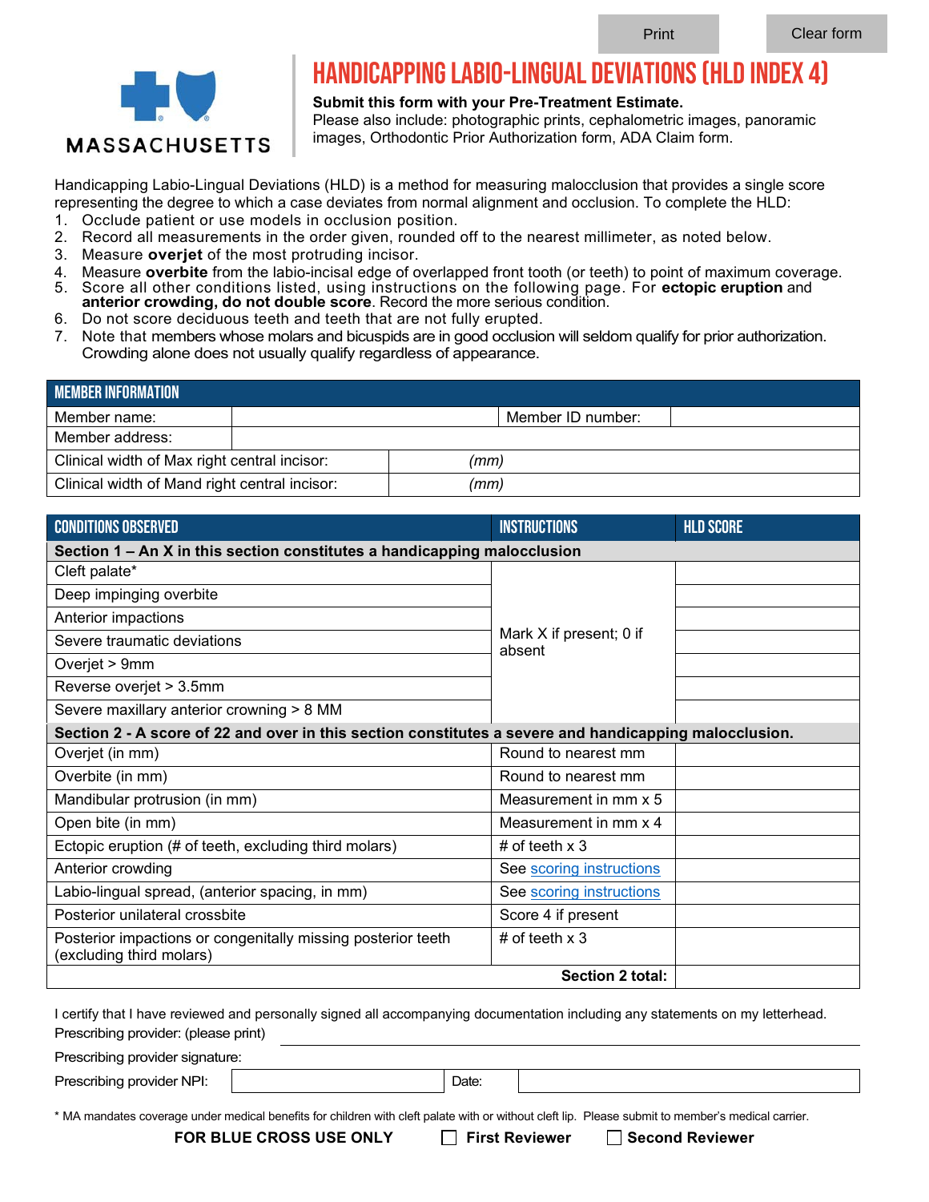MASSACHUSETTS

# HANDICAPPING LABIO-LINGUAL DEVIATIONS (HLD INDEX 4)

**Submit this form with your Pre-Treatment Estimate.**
Please also include: photographic prints, cephalometric images, panoramic images, Orthodontic Prior Authorization form, ADA Claim form.

Handicapping Labio-Lingual Deviations (HLD) is a method for measuring malocclusion that provides a single score representing the degree to which a case deviates from normal alignment and occlusion. To complete the HLD:

1. Occlude patient or use models in occlusion position.
2. Record all measurements in the order given, rounded off to the nearest millimeter, as noted below.
3. Measure **overjet** of the most protruding incisor.
4. Measure **overbite** from the labio-incisal edge of overlapped front tooth (or teeth) to point of maximum coverage.
5. Score all other conditions listed, using instructions on the following page. For **ectopic eruption** and **anterior crowding, do not double score**. Record the more serious condition.
6. Do not score deciduous teeth and teeth that are not fully erupted.
7. Note that members whose molars and bicuspids are in good occlusion will seldom qualify for prior authorization. Crowding alone does not usually qualify regardless of appearance.

## MEMBER INFORMATION

| | | | |
|---|---|---|---|
| Member name: | | Member ID number: | |
| Member address: | | | |
| Clinical width of Max right central incisor: | *(mm)* | | |
| Clinical width of Mand right central incisor: | *(mm)* | | |

| CONDITIONS OBSERVED | INSTRUCTIONS | HLD SCORE |
|---|---|---|
| **Section 1 – An X in this section constitutes a handicapping malocclusion** | | |
| Cleft palate* | Mark X if present; 0 if absent | |
| Deep impinging overbite | | |
| Anterior impactions | | |
| Severe traumatic deviations | | |
| Overjet > 9mm | | |
| Reverse overjet > 3.5mm | | |
| Severe maxillary anterior crowning > 8 MM | | |
| **Section 2 - A score of 22 and over in this section constitutes a severe and handicapping malocclusion.** | | |
| Overjet (in mm) | Round to nearest mm | |
| Overbite (in mm) | Round to nearest mm | |
| Mandibular protrusion (in mm) | Measurement in mm x 5 | |
| Open bite (in mm) | Measurement in mm x 4 | |
| Ectopic eruption (# of teeth, excluding third molars) | # of teeth x 3 | |
| Anterior crowding | See scoring instructions | |
| Labio-lingual spread, (anterior spacing, in mm) | See scoring instructions | |
| Posterior unilateral crossbite | Score 4 if present | |
| Posterior impactions or congenitally missing posterior teeth (excluding third molars) | # of teeth x 3 | |
| | **Section 2 total:** | |

I certify that I have reviewed and personally signed all accompanying documentation including any statements on my letterhead.

Prescribing provider: (please print)

Prescribing provider signature:

Prescribing provider NPI: Date:

* MA mandates coverage under medical benefits for children with cleft palate with or without cleft lip. Please submit to member's medical carrier.

**FOR BLUE CROSS USE ONLY** ☐ **First Reviewer** ☐ **Second Reviewer**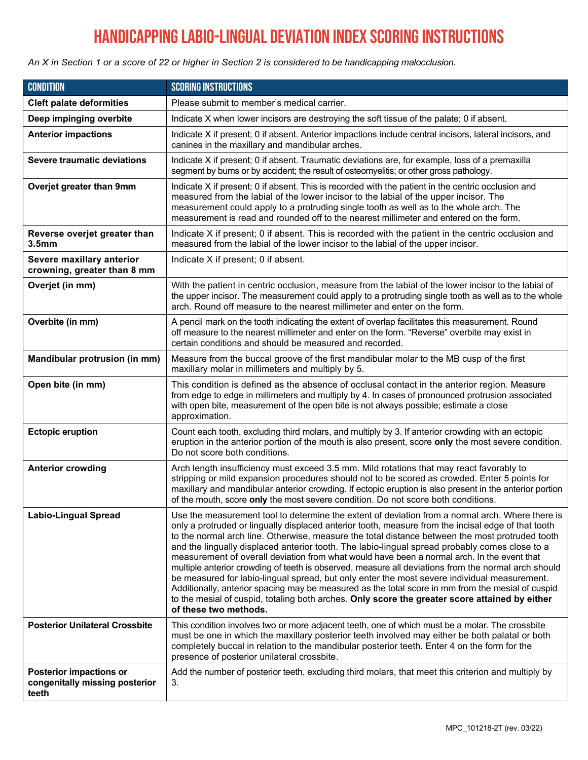# HANDICAPPING LABIO-LINGUAL DEVIATION INDEX SCORING INSTRUCTIONS

*An X in Section 1 or a score of 22 or higher in Section 2 is considered to be handicapping malocclusion.*

| CONDITION | SCORING INSTRUCTIONS |
|---|---|
| **Cleft palate deformities** | Please submit to member's medical carrier. |
| **Deep impinging overbite** | Indicate X when lower incisors are destroying the soft tissue of the palate; 0 if absent. |
| **Anterior impactions** | Indicate X if present; 0 if absent. Anterior impactions include central incisors, lateral incisors, and canines in the maxillary and mandibular arches. |
| **Severe traumatic deviations** | Indicate X if present; 0 if absent. Traumatic deviations are, for example, loss of a premaxilla segment by burns or by accident; the result of osteomyelitis; or other gross pathology. |
| **Overjet greater than 9mm** | Indicate X if present; 0 if absent. This is recorded with the patient in the centric occlusion and measured from the labial of the lower incisor to the labial of the upper incisor. The measurement could apply to a protruding single tooth as well as to the whole arch. The measurement is read and rounded off to the nearest millimeter and entered on the form. |
| **Reverse overjet greater than 3.5mm** | Indicate X if present; 0 if absent. This is recorded with the patient in the centric occlusion and measured from the labial of the lower incisor to the labial of the upper incisor. |
| **Severe maxillary anterior crowning, greater than 8 mm** | Indicate X if present; 0 if absent. |
| **Overjet (in mm)** | With the patient in centric occlusion, measure from the labial of the lower incisor to the labial of the upper incisor. The measurement could apply to a protruding single tooth as well as to the whole arch. Round off measure to the nearest millimeter and enter on the form. |
| **Overbite (in mm)** | A pencil mark on the tooth indicating the extent of overlap facilitates this measurement. Round off measure to the nearest millimeter and enter on the form. "Reverse" overbite may exist in certain conditions and should be measured and recorded. |
| **Mandibular protrusion (in mm)** | Measure from the buccal groove of the first mandibular molar to the MB cusp of the first maxillary molar in millimeters and multiply by 5. |
| **Open bite (in mm)** | This condition is defined as the absence of occlusal contact in the anterior region. Measure from edge to edge in millimeters and multiply by 4. In cases of pronounced protrusion associated with open bite, measurement of the open bite is not always possible; estimate a close approximation. |
| **Ectopic eruption** | Count each tooth, excluding third molars, and multiply by 3. If anterior crowding with an ectopic eruption in the anterior portion of the mouth is also present, score **only** the most severe condition. Do not score both conditions. |
| **Anterior crowding** | Arch length insufficiency must exceed 3.5 mm. Mild rotations that may react favorably to stripping or mild expansion procedures should not to be scored as crowded. Enter 5 points for maxillary and mandibular anterior crowding. If ectopic eruption is also present in the anterior portion of the mouth, score **only** the most severe condition. Do not score both conditions. |
| **Labio-Lingual Spread** | Use the measurement tool to determine the extent of deviation from a normal arch. Where there is only a protruded or lingually displaced anterior tooth, measure from the incisal edge of that tooth to the normal arch line. Otherwise, measure the total distance between the most protruded tooth and the lingually displaced anterior tooth. The labio-lingual spread probably comes close to a measurement of overall deviation from what would have been a normal arch. In the event that multiple anterior crowding of teeth is observed, measure all deviations from the normal arch should be measured for labio-lingual spread, but only enter the most severe individual measurement. Additionally, anterior spacing may be measured as the total score in mm from the mesial of cuspid to the mesial of cuspid, totaling both arches. **Only score the greater score attained by either of these two methods.** |
| **Posterior Unilateral Crossbite** | This condition involves two or more adjacent teeth, one of which must be a molar. The crossbite must be one in which the maxillary posterior teeth involved may either be both palatal or both completely buccal in relation to the mandibular posterior teeth. Enter 4 on the form for the presence of posterior unilateral crossbite. |
| **Posterior impactions or congenitally missing posterior teeth** | Add the number of posterior teeth, excluding third molars, that meet this criterion and multiply by 3. |

MPC_101218-2T (rev. 03/22)